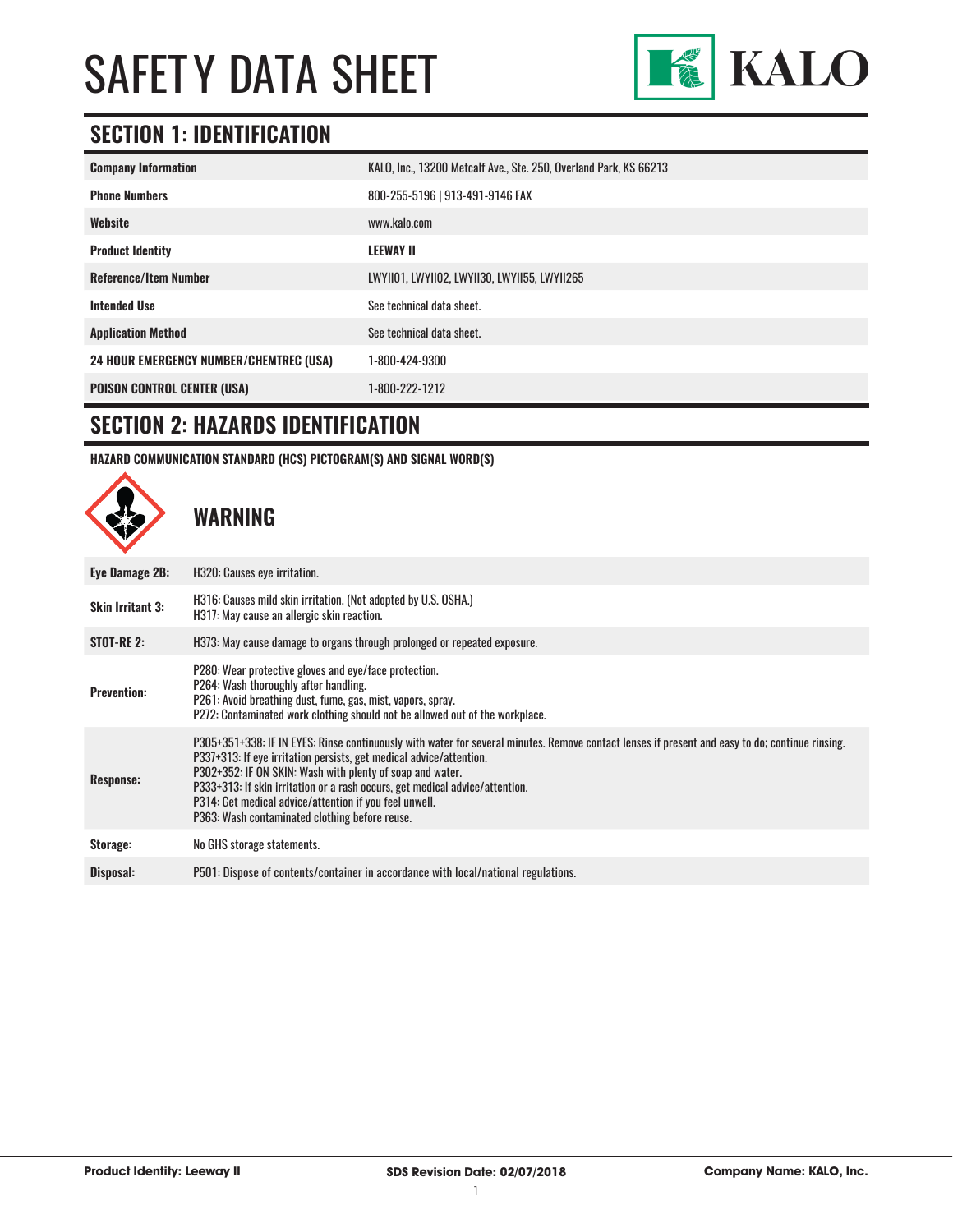# SAFETY DATA SHEET

KALO

## SECTION 1: IDENTIFICATION

| | |
|---|---|
| **Company Information** | KALO, Inc., 13200 Metcalf Ave., Ste. 250, Overland Park, KS 66213 |
| **Phone Numbers** | 800-255-5196 \| 913-491-9146 FAX |
| **Website** | www.kalo.com |
| **Product Identity** | **LEEWAY II** |
| **Reference/Item Number** | LWYII01, LWYII02, LWYII30, LWYII55, LWYII265 |
| **Intended Use** | See technical data sheet. |
| **Application Method** | See technical data sheet. |
| **24 HOUR EMERGENCY NUMBER/CHEMTREC (USA)** | 1-800-424-9300 |
| **POISON CONTROL CENTER (USA)** | 1-800-222-1212 |

## SECTION 2: HAZARDS IDENTIFICATION

**HAZARD COMMUNICATION STANDARD (HCS) PICTOGRAM(S) AND SIGNAL WORD(S)**

### WARNING

| | |
|---|---|
| **Eye Damage 2B:** | H320: Causes eye irritation. |
| **Skin Irritant 3:** | H316: Causes mild skin irritation. (Not adopted by U.S. OSHA.)<br>H317: May cause an allergic skin reaction. |
| **STOT-RE 2:** | H373: May cause damage to organs through prolonged or repeated exposure. |
| **Prevention:** | P280: Wear protective gloves and eye/face protection.<br>P264: Wash thoroughly after handling.<br>P261: Avoid breathing dust, fume, gas, mist, vapors, spray.<br>P272: Contaminated work clothing should not be allowed out of the workplace. |
| **Response:** | P305+351+338: IF IN EYES: Rinse continuously with water for several minutes. Remove contact lenses if present and easy to do; continue rinsing.<br>P337+313: If eye irritation persists, get medical advice/attention.<br>P302+352: IF ON SKIN: Wash with plenty of soap and water.<br>P333+313: If skin irritation or a rash occurs, get medical advice/attention.<br>P314: Get medical advice/attention if you feel unwell.<br>P363: Wash contaminated clothing before reuse. |
| **Storage:** | No GHS storage statements. |
| **Disposal:** | P501: Dispose of contents/container in accordance with local/national regulations. |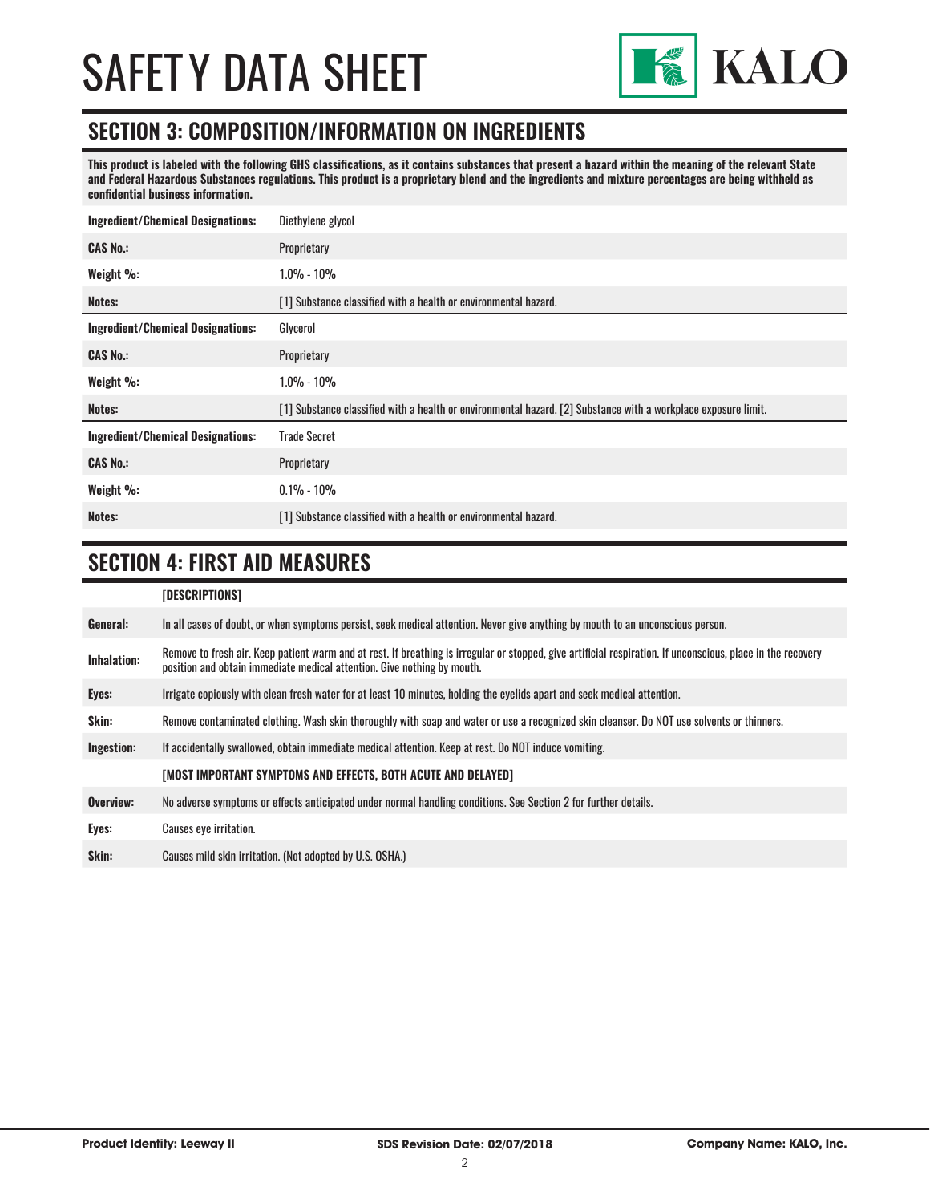## SECTION 3: COMPOSITION/INFORMATION ON INGREDIENTS

**This product is labeled with the following GHS classifications, as it contains substances that present a hazard within the meaning of the relevant State and Federal Hazardous Substances regulations. This product is a proprietary blend and the ingredients and mixture percentages are being withheld as confidential business information.**

| | |
|---|---|
| **Ingredient/Chemical Designations:** | Diethylene glycol |
| **CAS No.:** | Proprietary |
| **Weight %:** | 1.0% - 10% |
| **Notes:** | [1] Substance classified with a health or environmental hazard. |
| **Ingredient/Chemical Designations:** | Glycerol |
| **CAS No.:** | Proprietary |
| **Weight %:** | 1.0% - 10% |
| **Notes:** | [1] Substance classified with a health or environmental hazard. [2] Substance with a workplace exposure limit. |
| **Ingredient/Chemical Designations:** | Trade Secret |
| **CAS No.:** | Proprietary |
| **Weight %:** | 0.1% - 10% |
| **Notes:** | [1] Substance classified with a health or environmental hazard. |

## SECTION 4: FIRST AID MEASURES

| | |
|---|---|
| | **[DESCRIPTIONS]** |
| **General:** | In all cases of doubt, or when symptoms persist, seek medical attention. Never give anything by mouth to an unconscious person. |
| **Inhalation:** | Remove to fresh air. Keep patient warm and at rest. If breathing is irregular or stopped, give artificial respiration. If unconscious, place in the recovery position and obtain immediate medical attention. Give nothing by mouth. |
| **Eyes:** | Irrigate copiously with clean fresh water for at least 10 minutes, holding the eyelids apart and seek medical attention. |
| **Skin:** | Remove contaminated clothing. Wash skin thoroughly with soap and water or use a recognized skin cleanser. Do NOT use solvents or thinners. |
| **Ingestion:** | If accidentally swallowed, obtain immediate medical attention. Keep at rest. Do NOT induce vomiting. |
| | **[MOST IMPORTANT SYMPTOMS AND EFFECTS, BOTH ACUTE AND DELAYED]** |
| **Overview:** | No adverse symptoms or effects anticipated under normal handling conditions. See Section 2 for further details. |
| **Eyes:** | Causes eye irritation. |
| **Skin:** | Causes mild skin irritation. (Not adopted by U.S. OSHA.) |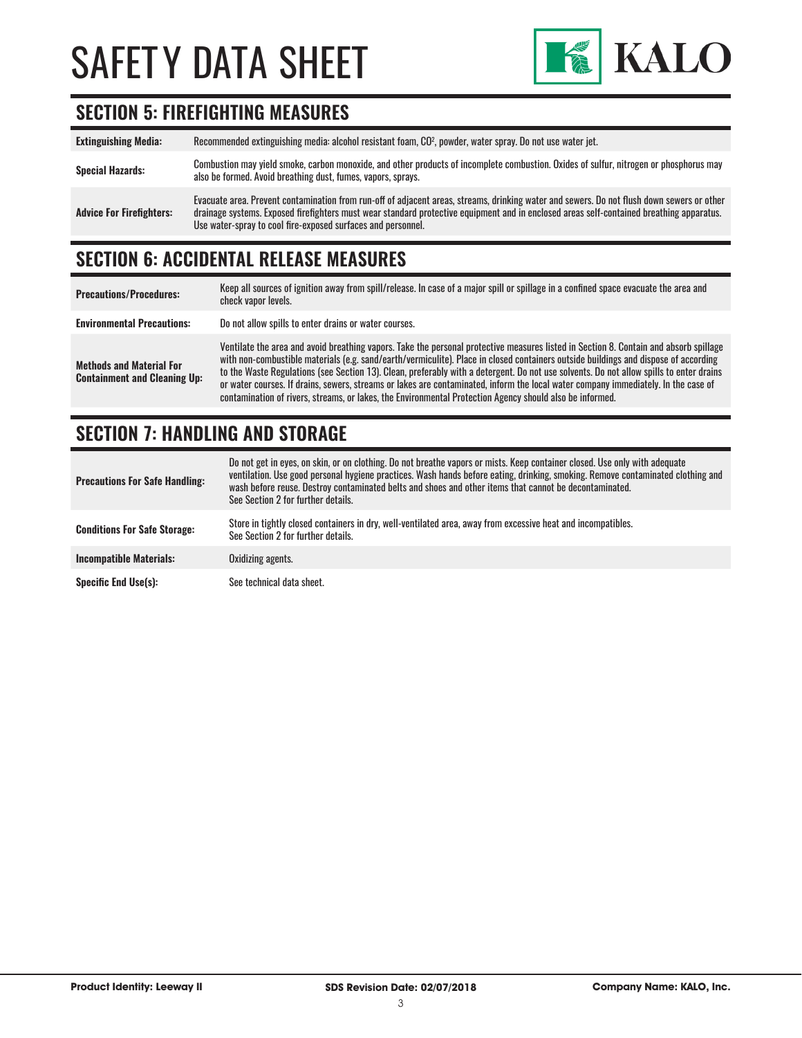## SECTION 5: FIREFIGHTING MEASURES

| | |
|---|---|
| **Extinguishing Media:** | Recommended extinguishing media: alcohol resistant foam, $CO^2$, powder, water spray. Do not use water jet. |
| **Special Hazards:** | Combustion may yield smoke, carbon monoxide, and other products of incomplete combustion. Oxides of sulfur, nitrogen or phosphorus may also be formed. Avoid breathing dust, fumes, vapors, sprays. |
| **Advice For Firefighters:** | Evacuate area. Prevent contamination from run-off of adjacent areas, streams, drinking water and sewers. Do not flush down sewers or other drainage systems. Exposed firefighters must wear standard protective equipment and in enclosed areas self-contained breathing apparatus. Use water-spray to cool fire-exposed surfaces and personnel. |

## SECTION 6: ACCIDENTAL RELEASE MEASURES

| | |
|---|---|
| **Precautions/Procedures:** | Keep all sources of ignition away from spill/release. In case of a major spill or spillage in a confined space evacuate the area and check vapor levels. |
| **Environmental Precautions:** | Do not allow spills to enter drains or water courses. |
| **Methods and Material For Containment and Cleaning Up:** | Ventilate the area and avoid breathing vapors. Take the personal protective measures listed in Section 8. Contain and absorb spillage with non-combustible materials (e.g. sand/earth/vermiculite). Place in closed containers outside buildings and dispose of according to the Waste Regulations (see Section 13). Clean, preferably with a detergent. Do not use solvents. Do not allow spills to enter drains or water courses. If drains, sewers, streams or lakes are contaminated, inform the local water company immediately. In the case of contamination of rivers, streams, or lakes, the Environmental Protection Agency should also be informed. |

## SECTION 7: HANDLING AND STORAGE

| | |
|---|---|
| **Precautions For Safe Handling:** | Do not get in eyes, on skin, or on clothing. Do not breathe vapors or mists. Keep container closed. Use only with adequate ventilation. Use good personal hygiene practices. Wash hands before eating, drinking, smoking. Remove contaminated clothing and wash before reuse. Destroy contaminated belts and shoes and other items that cannot be decontaminated.<br>See Section 2 for further details. |
| **Conditions For Safe Storage:** | Store in tightly closed containers in dry, well-ventilated area, away from excessive heat and incompatibles.<br>See Section 2 for further details. |
| **Incompatible Materials:** | Oxidizing agents. |
| **Specific End Use(s):** | See technical data sheet. |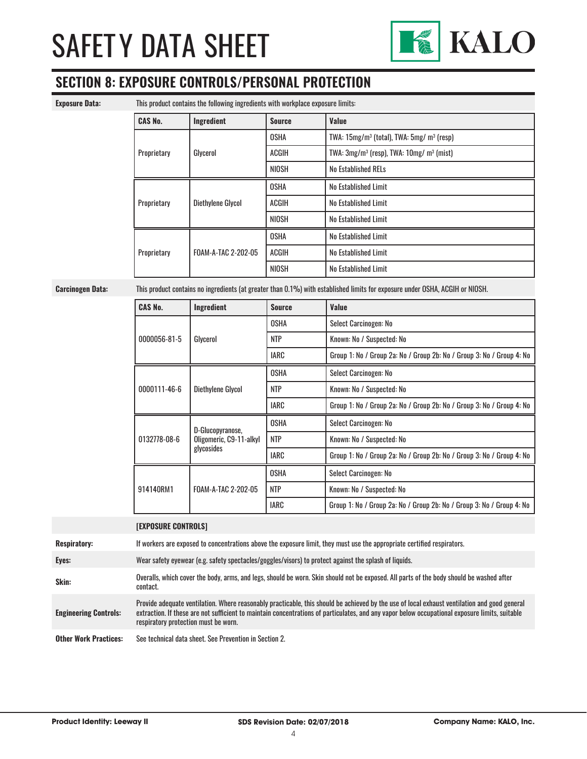# SAFETY DATA SHEET

## SECTION 8: EXPOSURE CONTROLS/PERSONAL PROTECTION

**Exposure Data:** This product contains the following ingredients with workplace exposure limits:

| CAS No. | Ingredient | Source | Value |
|---|---|---|---|
| Proprietary | Glycerol | OSHA | TWA: 15mg/m³ (total), TWA: 5mg/ m³ (resp) |
| | | ACGIH | TWA: 3mg/m³ (resp), TWA: 10mg/ m³ (mist) |
| | | NIOSH | No Established RELs |
| Proprietary | Diethylene Glycol | OSHA | No Established Limit |
| | | ACGIH | No Established Limit |
| | | NIOSH | No Established Limit |
| Proprietary | FOAM-A-TAC 2-202-05 | OSHA | No Established Limit |
| | | ACGIH | No Established Limit |
| | | NIOSH | No Established Limit |

**Carcinogen Data:** This product contains no ingredients (at greater than 0.1%) with established limits for exposure under OSHA, ACGIH or NIOSH.

| CAS No. | Ingredient | Source | Value |
|---|---|---|---|
| 0000056-81-5 | Glycerol | OSHA | Select Carcinogen: No |
| | | NTP | Known: No / Suspected: No |
| | | IARC | Group 1: No / Group 2a: No / Group 2b: No / Group 3: No / Group 4: No |
| 0000111-46-6 | Diethylene Glycol | OSHA | Select Carcinogen: No |
| | | NTP | Known: No / Suspected: No |
| | | IARC | Group 1: No / Group 2a: No / Group 2b: No / Group 3: No / Group 4: No |
| 0132778-08-6 | D-Glucopyranose, Oligomeric, C9-11-alkyl glycosides | OSHA | Select Carcinogen: No |
| | | NTP | Known: No / Suspected: No |
| | | IARC | Group 1: No / Group 2a: No / Group 2b: No / Group 3: No / Group 4: No |
| 914140RM1 | FOAM-A-TAC 2-202-05 | OSHA | Select Carcinogen: No |
| | | NTP | Known: No / Suspected: No |
| | | IARC | Group 1: No / Group 2a: No / Group 2b: No / Group 3: No / Group 4: No |

**[EXPOSURE CONTROLS]**

**Respiratory:** If workers are exposed to concentrations above the exposure limit, they must use the appropriate certified respirators.

**Eyes:** Wear safety eyewear (e.g. safety spectacles/goggles/visors) to protect against the splash of liquids.

**Skin:** Overalls, which cover the body, arms, and legs, should be worn. Skin should not be exposed. All parts of the body should be washed after contact.

**Engineering Controls:** Provide adequate ventilation. Where reasonably practicable, this should be achieved by the use of local exhaust ventilation and good general extraction. If these are not sufficient to maintain concentrations of particulates, and any vapor below occupational exposure limits, suitable respiratory protection must be worn.

**Other Work Practices:** See technical data sheet. See Prevention in Section 2.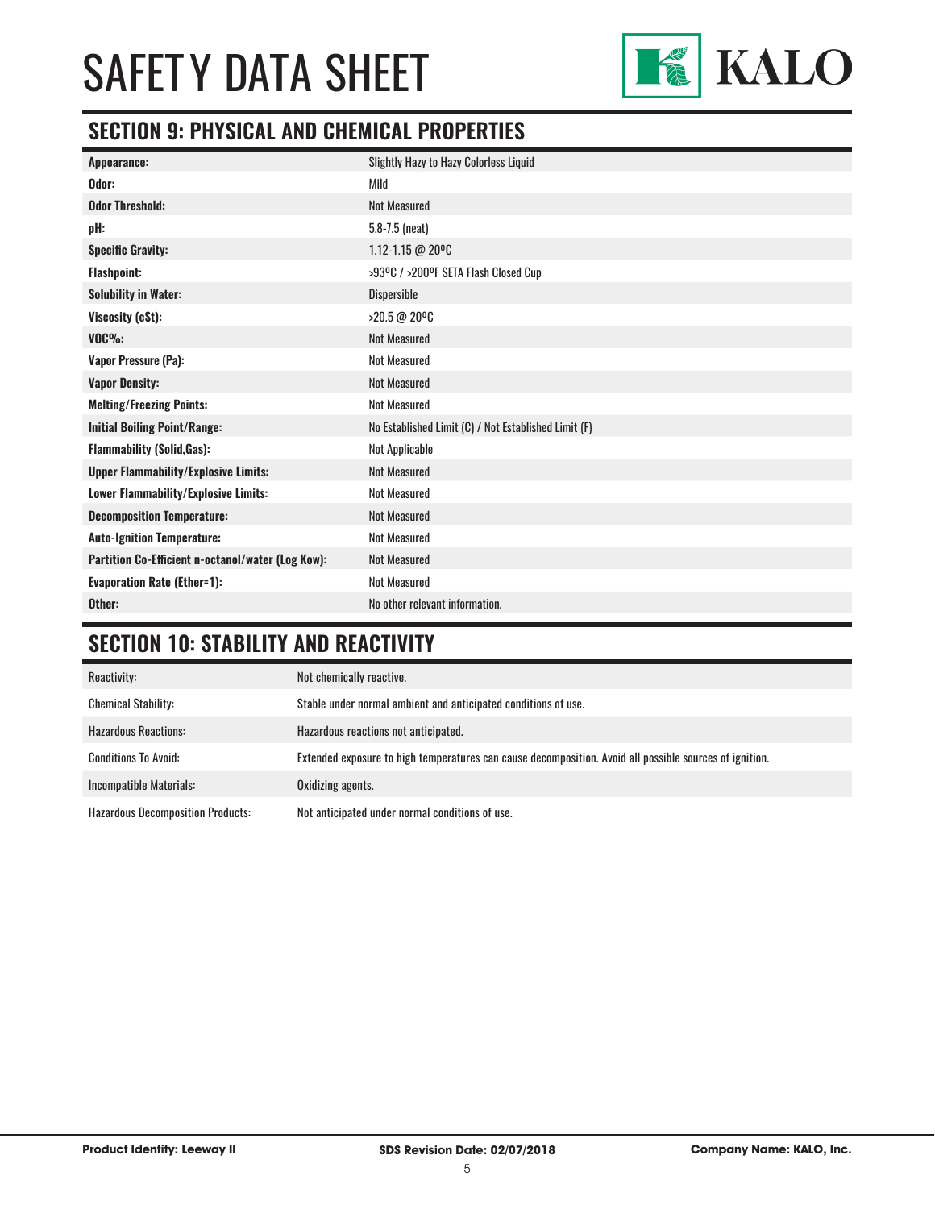## SECTION 9: PHYSICAL AND CHEMICAL PROPERTIES

| Property | Value |
|---|---|
| **Appearance:** | Slightly Hazy to Hazy Colorless Liquid |
| **Odor:** | Mild |
| **Odor Threshold:** | Not Measured |
| **pH:** | 5.8-7.5 (neat) |
| **Specific Gravity:** | 1.12-1.15 @ 20ºC |
| **Flashpoint:** | >93ºC / >200ºF SETA Flash Closed Cup |
| **Solubility in Water:** | Dispersible |
| **Viscosity (cSt):** | >20.5 @ 20ºC |
| **VOC%:** | Not Measured |
| **Vapor Pressure (Pa):** | Not Measured |
| **Vapor Density:** | Not Measured |
| **Melting/Freezing Points:** | Not Measured |
| **Initial Boiling Point/Range:** | No Established Limit (C) / Not Established Limit (F) |
| **Flammability (Solid,Gas):** | Not Applicable |
| **Upper Flammability/Explosive Limits:** | Not Measured |
| **Lower Flammability/Explosive Limits:** | Not Measured |
| **Decomposition Temperature:** | Not Measured |
| **Auto-Ignition Temperature:** | Not Measured |
| **Partition Co-Efficient n-octanol/water (Log Kow):** | Not Measured |
| **Evaporation Rate (Ether=1):** | Not Measured |
| **Other:** | No other relevant information. |

## SECTION 10: STABILITY AND REACTIVITY

| Item | Description |
|---|---|
| Reactivity: | Not chemically reactive. |
| Chemical Stability: | Stable under normal ambient and anticipated conditions of use. |
| Hazardous Reactions: | Hazardous reactions not anticipated. |
| Conditions To Avoid: | Extended exposure to high temperatures can cause decomposition. Avoid all possible sources of ignition. |
| Incompatible Materials: | Oxidizing agents. |
| Hazardous Decomposition Products: | Not anticipated under normal conditions of use. |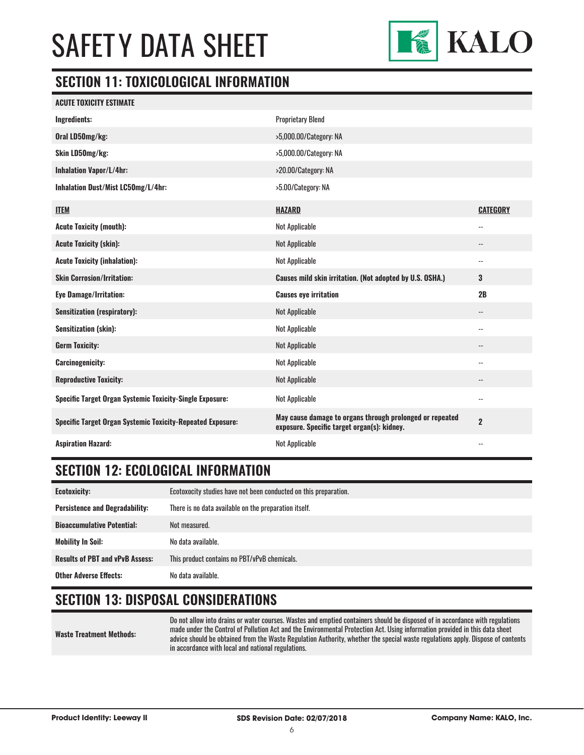## SECTION 11: TOXICOLOGICAL INFORMATION

| ACUTE TOXICITY ESTIMATE | | |
|---|---|---|
| **Ingredients:** | Proprietary Blend | |
| **Oral LD50mg/kg:** | >5,000.00/Category: NA | |
| **Skin LD50mg/kg:** | >5,000.00/Category: NA | |
| **Inhalation Vapor/L/4hr:** | >20.00/Category: NA | |
| **Inhalation Dust/Mist LC50mg/L/4hr:** | >5.00/Category: NA | |

| ITEM | HAZARD | CATEGORY |
|---|---|---|
| **Acute Toxicity (mouth):** | Not Applicable | -- |
| **Acute Toxicity (skin):** | Not Applicable | -- |
| **Acute Toxicity (inhalation):** | Not Applicable | -- |
| **Skin Corrosion/Irritation:** | **Causes mild skin irritation. (Not adopted by U.S. OSHA.)** | **3** |
| **Eye Damage/Irritation:** | **Causes eye irritation** | **2B** |
| **Sensitization (respiratory):** | Not Applicable | -- |
| **Sensitization (skin):** | Not Applicable | -- |
| **Germ Toxicity:** | Not Applicable | -- |
| **Carcinogenicity:** | Not Applicable | -- |
| **Reproductive Toxicity:** | Not Applicable | -- |
| **Specific Target Organ Systemic Toxicity-Single Exposure:** | Not Applicable | -- |
| **Specific Target Organ Systemic Toxicity-Repeated Exposure:** | **May cause damage to organs through prolonged or repeated exposure. Specific target organ(s): kidney.** | **2** |
| **Aspiration Hazard:** | Not Applicable | -- |

## SECTION 12: ECOLOGICAL INFORMATION

| | |
|---|---|
| **Ecotoxicity:** | Ecotoxocity studies have not been conducted on this preparation. |
| **Persistence and Degradability:** | There is no data available on the preparation itself. |
| **Bioaccumulative Potential:** | Not measured. |
| **Mobility In Soil:** | No data available. |
| **Results of PBT and vPvB Assess:** | This product contains no PBT/vPvB chemicals. |
| **Other Adverse Effects:** | No data available. |

## SECTION 13: DISPOSAL CONSIDERATIONS

| | |
|---|---|
| **Waste Treatment Methods:** | Do not allow into drains or water courses. Wastes and emptied containers should be disposed of in accordance with regulations made under the Control of Pollution Act and the Environmental Protection Act. Using information provided in this data sheet advice should be obtained from the Waste Regulation Authority, whether the special waste regulations apply. Dispose of contents in accordance with local and national regulations. |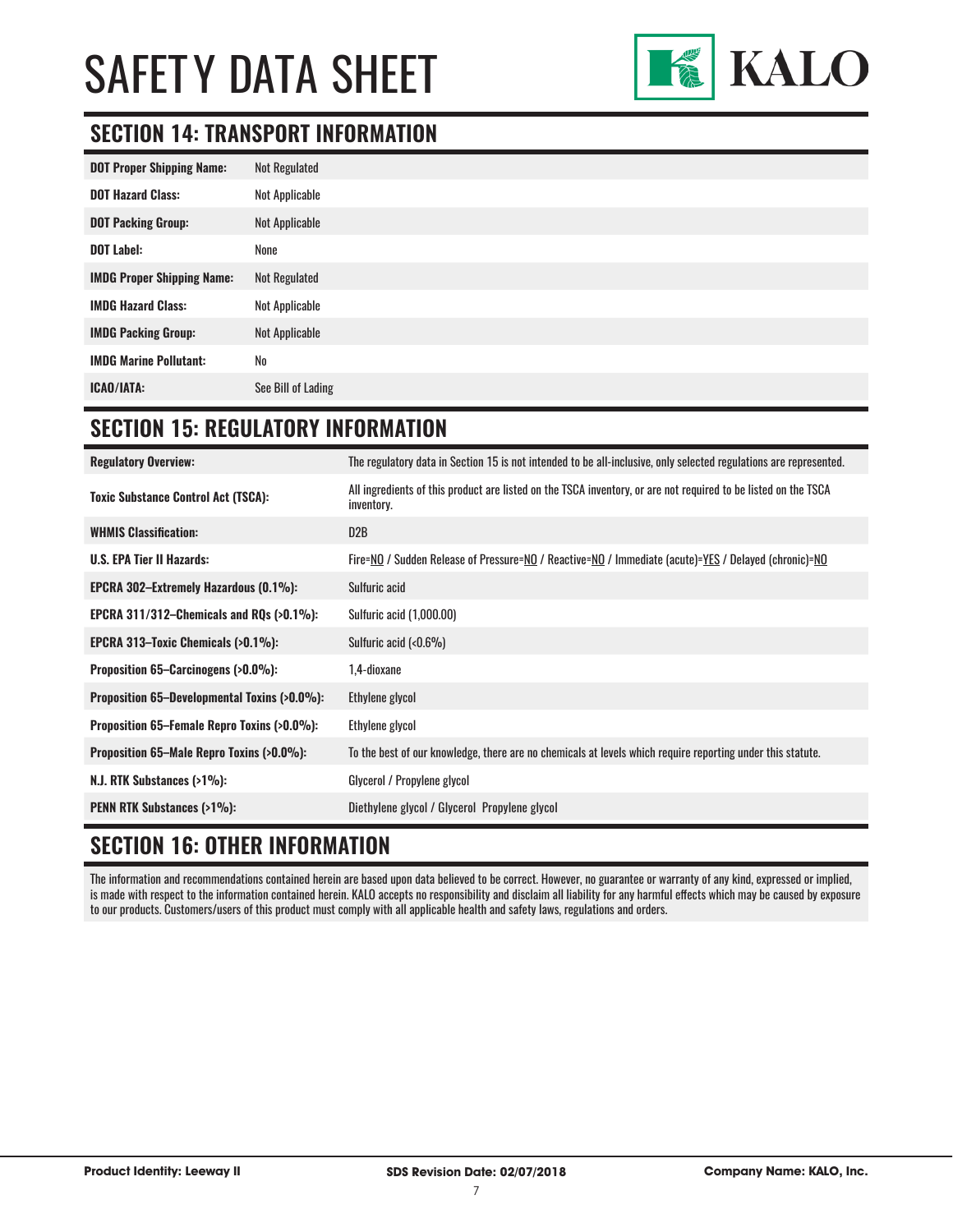## SECTION 14: TRANSPORT INFORMATION

| | |
|---|---|
| **DOT Proper Shipping Name:** | Not Regulated |
| **DOT Hazard Class:** | Not Applicable |
| **DOT Packing Group:** | Not Applicable |
| **DOT Label:** | None |
| **IMDG Proper Shipping Name:** | Not Regulated |
| **IMDG Hazard Class:** | Not Applicable |
| **IMDG Packing Group:** | Not Applicable |
| **IMDG Marine Pollutant:** | No |
| **ICAO/IATA:** | See Bill of Lading |

## SECTION 15: REGULATORY INFORMATION

| | |
|---|---|
| **Regulatory Overview:** | The regulatory data in Section 15 is not intended to be all-inclusive, only selected regulations are represented. |
| **Toxic Substance Control Act (TSCA):** | All ingredients of this product are listed on the TSCA inventory, or are not required to be listed on the TSCA inventory. |
| **WHMIS Classification:** | D2B |
| **U.S. EPA Tier II Hazards:** | Fire=NO / Sudden Release of Pressure=NO / Reactive=NO / Immediate (acute)=YES / Delayed (chronic)=NO |
| **EPCRA 302–Extremely Hazardous (0.1%):** | Sulfuric acid |
| **EPCRA 311/312–Chemicals and RQs (>0.1%):** | Sulfuric acid (1,000.00) |
| **EPCRA 313–Toxic Chemicals (>0.1%):** | Sulfuric acid (<0.6%) |
| **Proposition 65–Carcinogens (>0.0%):** | 1,4-dioxane |
| **Proposition 65–Developmental Toxins (>0.0%):** | Ethylene glycol |
| **Proposition 65–Female Repro Toxins (>0.0%):** | Ethylene glycol |
| **Proposition 65–Male Repro Toxins (>0.0%):** | To the best of our knowledge, there are no chemicals at levels which require reporting under this statute. |
| **N.J. RTK Substances (>1%):** | Glycerol / Propylene glycol |
| **PENN RTK Substances (>1%):** | Diethylene glycol / Glycerol Propylene glycol |

## SECTION 16: OTHER INFORMATION

The information and recommendations contained herein are based upon data believed to be correct. However, no guarantee or warranty of any kind, expressed or implied, is made with respect to the information contained herein. KALO accepts no responsibility and disclaim all liability for any harmful effects which may be caused by exposure to our products. Customers/users of this product must comply with all applicable health and safety laws, regulations and orders.